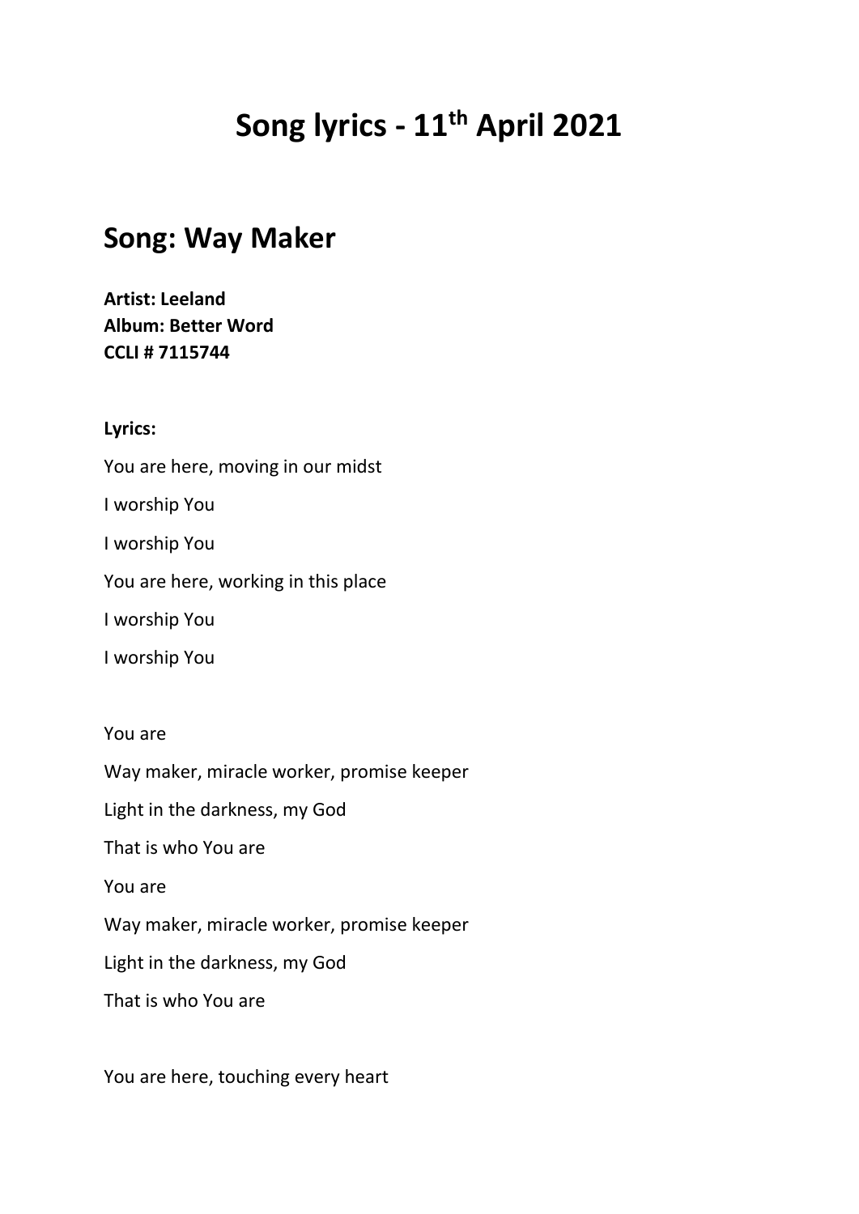# Song lyrics - 11th April 2021

## Song: Way Maker

**Artist: Leeland**
**Album: Better Word**
**CCLI # 7115744**

**Lyrics:**

You are here, moving in our midst

I worship You

I worship You

You are here, working in this place

I worship You

I worship You

You are

Way maker, miracle worker, promise keeper

Light in the darkness, my God

That is who You are

You are

Way maker, miracle worker, promise keeper

Light in the darkness, my God

That is who You are

You are here, touching every heart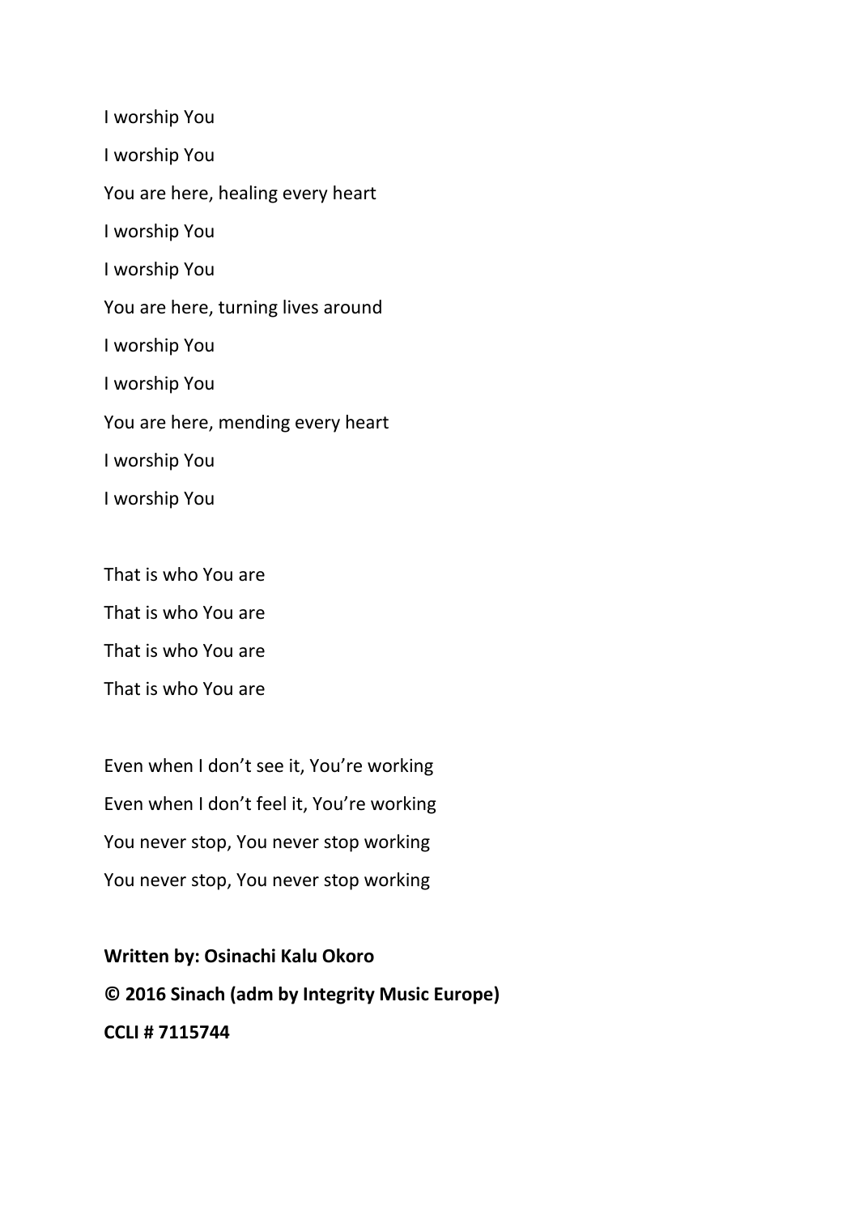I worship You

I worship You

You are here, healing every heart

I worship You

I worship You

You are here, turning lives around

I worship You

I worship You

You are here, mending every heart

I worship You

I worship You

That is who You are

That is who You are

That is who You are

That is who You are

Even when I don't see it, You're working

Even when I don't feel it, You're working

You never stop, You never stop working

You never stop, You never stop working

**Written by: Osinachi Kalu Okoro**

**© 2016 Sinach (adm by Integrity Music Europe)**

**CCLI # 7115744**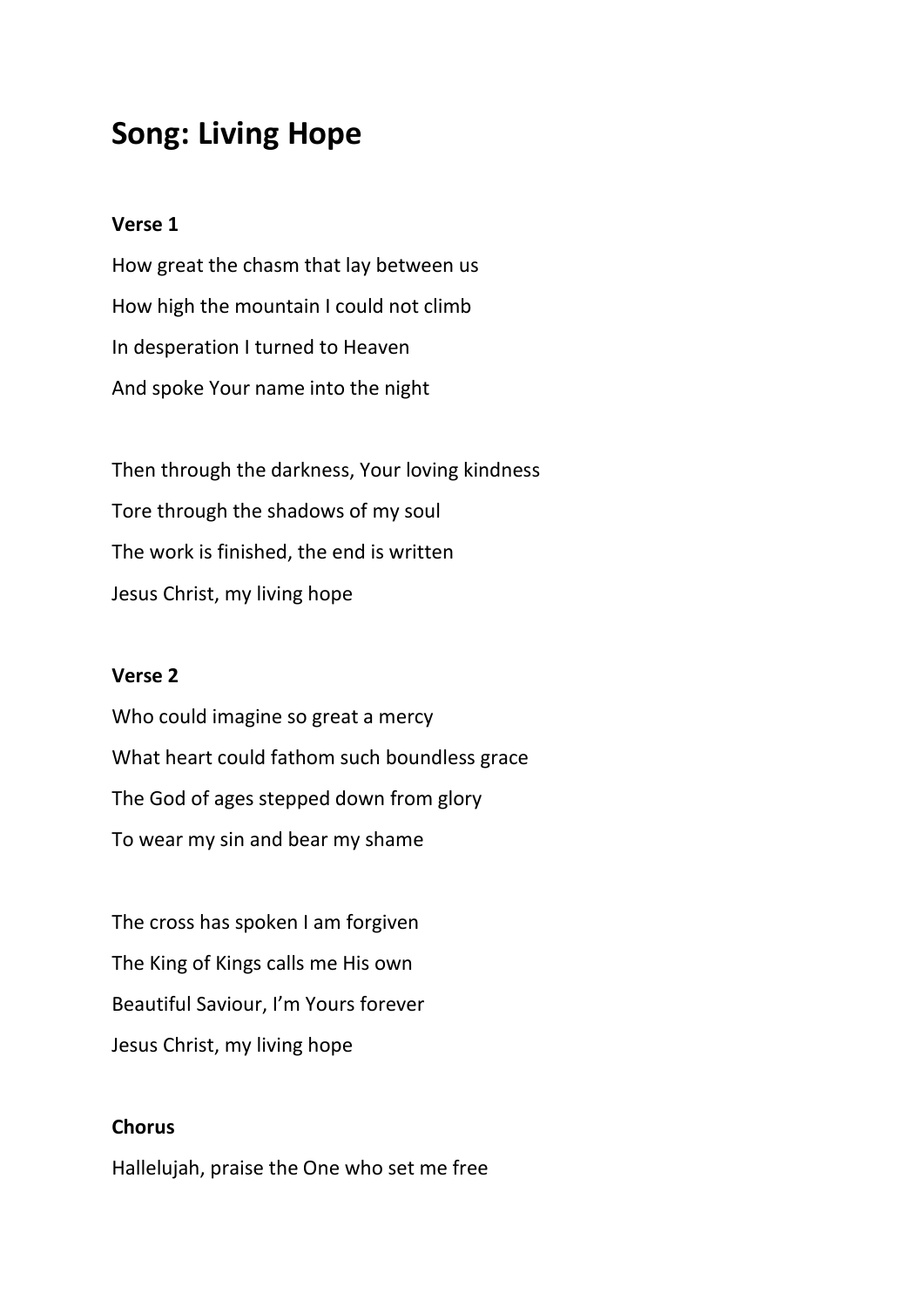# Song: Living Hope

**Verse 1**

How great the chasm that lay between us

How high the mountain I could not climb

In desperation I turned to Heaven

And spoke Your name into the night

Then through the darkness, Your loving kindness

Tore through the shadows of my soul

The work is finished, the end is written

Jesus Christ, my living hope

**Verse 2**

Who could imagine so great a mercy

What heart could fathom such boundless grace

The God of ages stepped down from glory

To wear my sin and bear my shame

The cross has spoken I am forgiven

The King of Kings calls me His own

Beautiful Saviour, I'm Yours forever

Jesus Christ, my living hope

**Chorus**

Hallelujah, praise the One who set me free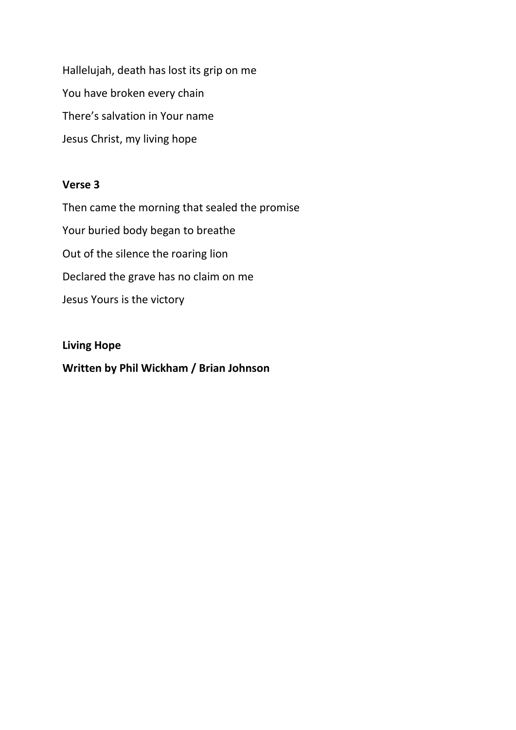Hallelujah, death has lost its grip on me

You have broken every chain

There's salvation in Your name

Jesus Christ, my living hope

**Verse 3**

Then came the morning that sealed the promise

Your buried body began to breathe

Out of the silence the roaring lion

Declared the grave has no claim on me

Jesus Yours is the victory

**Living Hope**

**Written by Phil Wickham / Brian Johnson**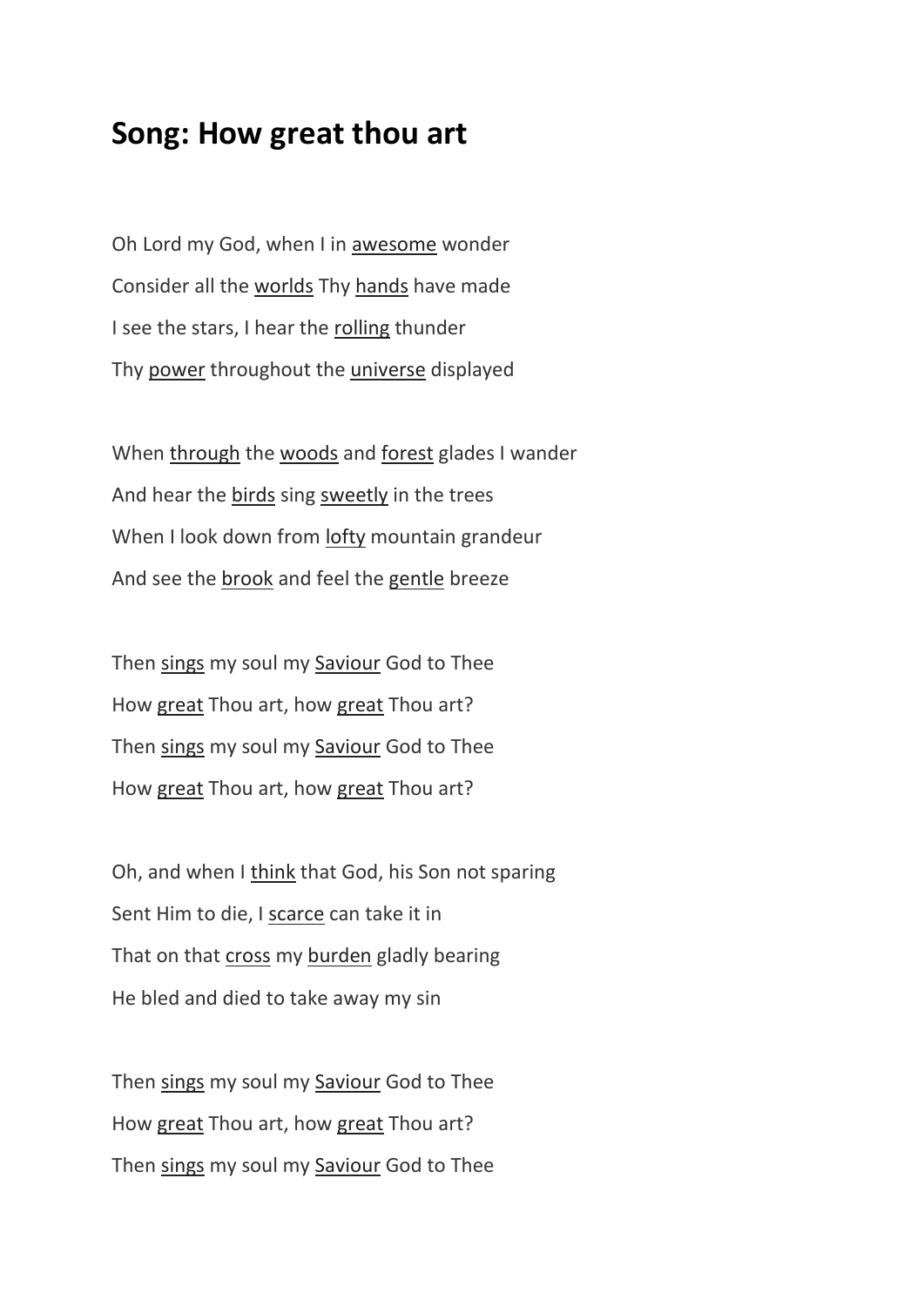## Song: How great thou art

Oh Lord my God, when I in <u>awesome</u> wonder

Consider all the <u>worlds</u> Thy <u>hands</u> have made

I see the stars, I hear the <u>rolling</u> thunder

Thy <u>power</u> throughout the <u>universe</u> displayed

When <u>through</u> the <u>woods</u> and <u>forest</u> glades I wander

And hear the <u>birds</u> sing <u>sweetly</u> in the trees

When I look down from <u>lofty</u> mountain grandeur

And see the <u>brook</u> and feel the <u>gentle</u> breeze

Then <u>sings</u> my soul my <u>Saviour</u> God to Thee

How <u>great</u> Thou art, how <u>great</u> Thou art?

Then <u>sings</u> my soul my <u>Saviour</u> God to Thee

How <u>great</u> Thou art, how <u>great</u> Thou art?

Oh, and when I <u>think</u> that God, his Son not sparing

Sent Him to die, I <u>scarce</u> can take it in

That on that <u>cross</u> my <u>burden</u> gladly bearing

He bled and died to take away my sin

Then <u>sings</u> my soul my <u>Saviour</u> God to Thee

How <u>great</u> Thou art, how <u>great</u> Thou art?

Then <u>sings</u> my soul my <u>Saviour</u> God to Thee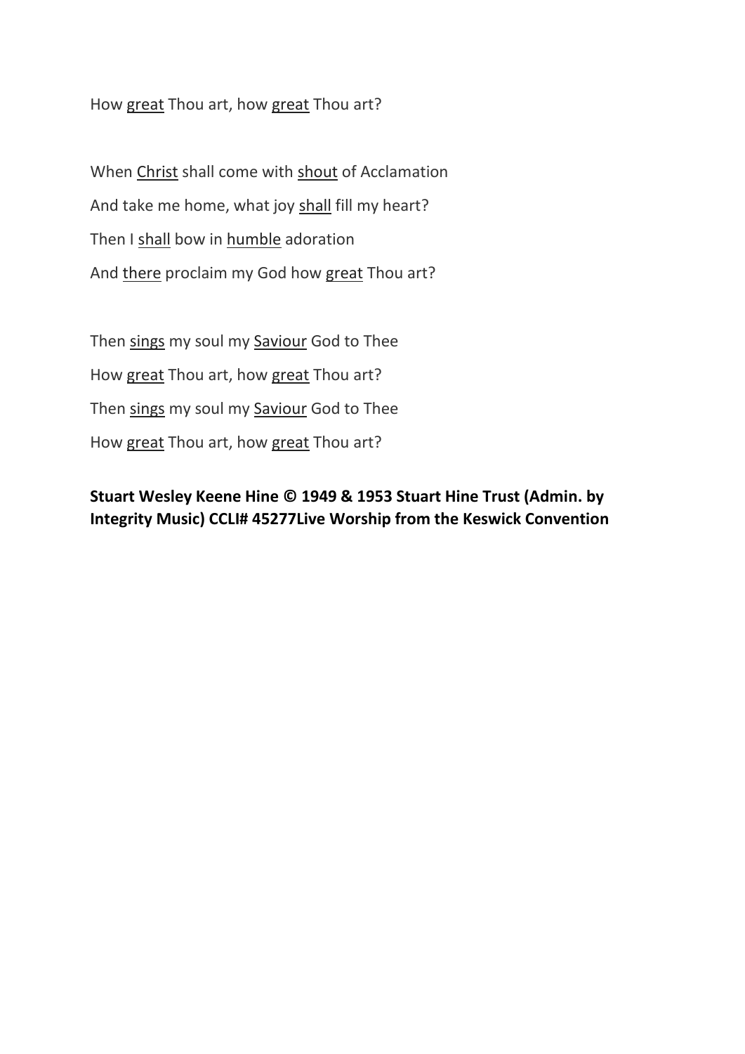How <u>great</u> Thou art, how <u>great</u> Thou art?

When <u>Christ</u> shall come with <u>shout</u> of Acclamation

And take me home, what joy <u>shall</u> fill my heart?

Then I <u>shall</u> bow in <u>humble</u> adoration

And <u>there</u> proclaim my God how <u>great</u> Thou art?

Then <u>sings</u> my soul my <u>Saviour</u> God to Thee

How <u>great</u> Thou art, how <u>great</u> Thou art?

Then <u>sings</u> my soul my <u>Saviour</u> God to Thee

How <u>great</u> Thou art, how <u>great</u> Thou art?

**Stuart Wesley Keene Hine © 1949 & 1953 Stuart Hine Trust (Admin. by Integrity Music) CCLI# 45277Live Worship from the Keswick Convention**